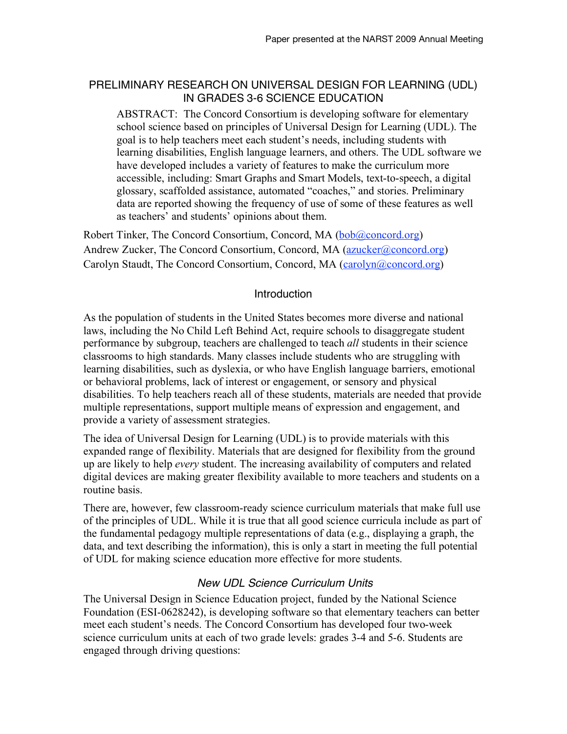# PRELIMINARY RESEARCH ON UNIVERSAL DESIGN FOR LEARNING (UDL) IN GRADES 3-6 SCIENCE EDUCATION

> ABSTRACT: The Concord Consortium is developing software for elementary school science based on principles of Universal Design for Learning (UDL). The goal is to help teachers meet each student's needs, including students with learning disabilities, English language learners, and others. The UDL software we have developed includes a variety of features to make the curriculum more accessible, including: Smart Graphs and Smart Models, text-to-speech, a digital glossary, scaffolded assistance, automated "coaches," and stories. Preliminary data are reported showing the frequency of use of some of these features as well as teachers' and students' opinions about them.

Robert Tinker, The Concord Consortium, Concord, MA (bob@concord.org)
Andrew Zucker, The Concord Consortium, Concord, MA (azucker@concord.org)
Carolyn Staudt, The Concord Consortium, Concord, MA (carolyn@concord.org)

## Introduction

As the population of students in the United States becomes more diverse and national laws, including the No Child Left Behind Act, require schools to disaggregate student performance by subgroup, teachers are challenged to teach *all* students in their science classrooms to high standards. Many classes include students who are struggling with learning disabilities, such as dyslexia, or who have English language barriers, emotional or behavioral problems, lack of interest or engagement, or sensory and physical disabilities. To help teachers reach all of these students, materials are needed that provide multiple representations, support multiple means of expression and engagement, and provide a variety of assessment strategies.

The idea of Universal Design for Learning (UDL) is to provide materials with this expanded range of flexibility. Materials that are designed for flexibility from the ground up are likely to help *every* student. The increasing availability of computers and related digital devices are making greater flexibility available to more teachers and students on a routine basis.

There are, however, few classroom-ready science curriculum materials that make full use of the principles of UDL. While it is true that all good science curricula include as part of the fundamental pedagogy multiple representations of data (e.g., displaying a graph, the data, and text describing the information), this is only a start in meeting the full potential of UDL for making science education more effective for more students.

### *New UDL Science Curriculum Units*

The Universal Design in Science Education project, funded by the National Science Foundation (ESI-0628242), is developing software so that elementary teachers can better meet each student's needs. The Concord Consortium has developed four two-week science curriculum units at each of two grade levels: grades 3-4 and 5-6. Students are engaged through driving questions: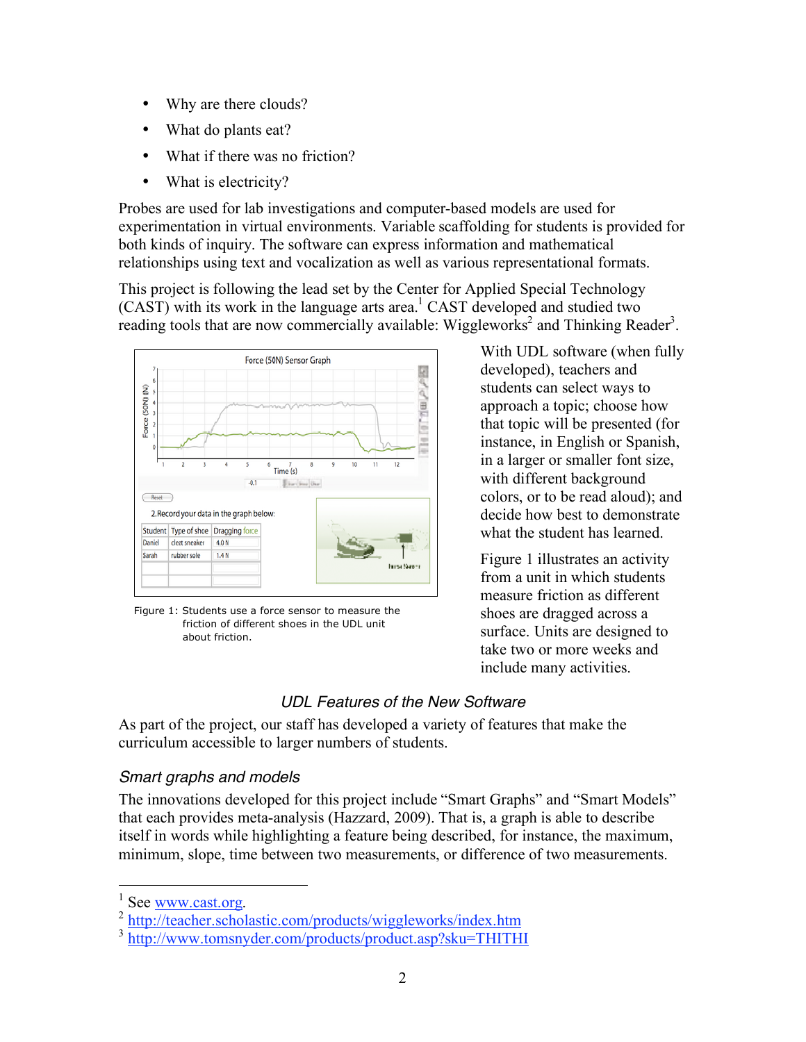- Why are there clouds?
- What do plants eat?
- What if there was no friction?
- What is electricity?

Probes are used for lab investigations and computer-based models are used for experimentation in virtual environments. Variable scaffolding for students is provided for both kinds of inquiry. The software can express information and mathematical relationships using text and vocalization as well as various representational formats.

This project is following the lead set by the Center for Applied Special Technology (CAST) with its work in the language arts area.[1] CAST developed and studied two reading tools that are now commercially available: Wiggleworks[2] and Thinking Reader[3].

Figure 1: Students use a force sensor to measure the friction of different shoes in the UDL unit about friction.

With UDL software (when fully developed), teachers and students can select ways to approach a topic; choose how that topic will be presented (for instance, in English or Spanish, in a larger or smaller font size, with different background colors, or to be read aloud); and decide how best to demonstrate what the student has learned.

Figure 1 illustrates an activity from a unit in which students measure friction as different shoes are dragged across a surface. Units are designed to take two or more weeks and include many activities.

## UDL Features of the New Software

As part of the project, our staff has developed a variety of features that make the curriculum accessible to larger numbers of students.

### Smart graphs and models

The innovations developed for this project include "Smart Graphs" and "Smart Models" that each provides meta-analysis (Hazzard, 2009). That is, a graph is able to describe itself in words while highlighting a feature being described, for instance, the maximum, minimum, slope, time between two measurements, or difference of two measurements.

---

[1] See www.cast.org.

[2] http://teacher.scholastic.com/products/wiggleworks/index.htm

[3] http://www.tomsnyder.com/products/product.asp?sku=THITHI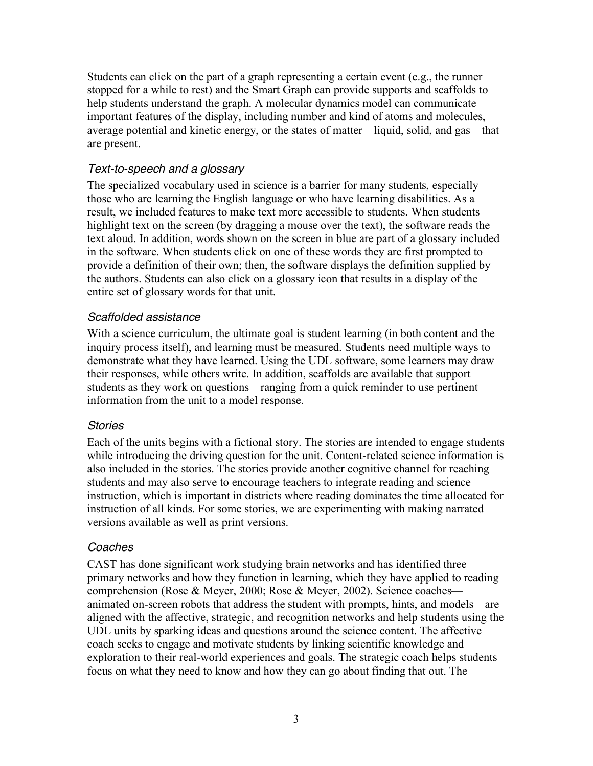Students can click on the part of a graph representing a certain event (e.g., the runner stopped for a while to rest) and the Smart Graph can provide supports and scaffolds to help students understand the graph. A molecular dynamics model can communicate important features of the display, including number and kind of atoms and molecules, average potential and kinetic energy, or the states of matter—liquid, solid, and gas—that are present.

### *Text-to-speech and a glossary*

The specialized vocabulary used in science is a barrier for many students, especially those who are learning the English language or who have learning disabilities. As a result, we included features to make text more accessible to students. When students highlight text on the screen (by dragging a mouse over the text), the software reads the text aloud. In addition, words shown on the screen in blue are part of a glossary included in the software. When students click on one of these words they are first prompted to provide a definition of their own; then, the software displays the definition supplied by the authors. Students can also click on a glossary icon that results in a display of the entire set of glossary words for that unit.

### *Scaffolded assistance*

With a science curriculum, the ultimate goal is student learning (in both content and the inquiry process itself), and learning must be measured. Students need multiple ways to demonstrate what they have learned. Using the UDL software, some learners may draw their responses, while others write. In addition, scaffolds are available that support students as they work on questions—ranging from a quick reminder to use pertinent information from the unit to a model response.

### *Stories*

Each of the units begins with a fictional story. The stories are intended to engage students while introducing the driving question for the unit. Content-related science information is also included in the stories. The stories provide another cognitive channel for reaching students and may also serve to encourage teachers to integrate reading and science instruction, which is important in districts where reading dominates the time allocated for instruction of all kinds. For some stories, we are experimenting with making narrated versions available as well as print versions.

### *Coaches*

CAST has done significant work studying brain networks and has identified three primary networks and how they function in learning, which they have applied to reading comprehension (Rose & Meyer, 2000; Rose & Meyer, 2002). Science coaches—animated on-screen robots that address the student with prompts, hints, and models—are aligned with the affective, strategic, and recognition networks and help students using the UDL units by sparking ideas and questions around the science content. The affective coach seeks to engage and motivate students by linking scientific knowledge and exploration to their real-world experiences and goals. The strategic coach helps students focus on what they need to know and how they can go about finding that out. The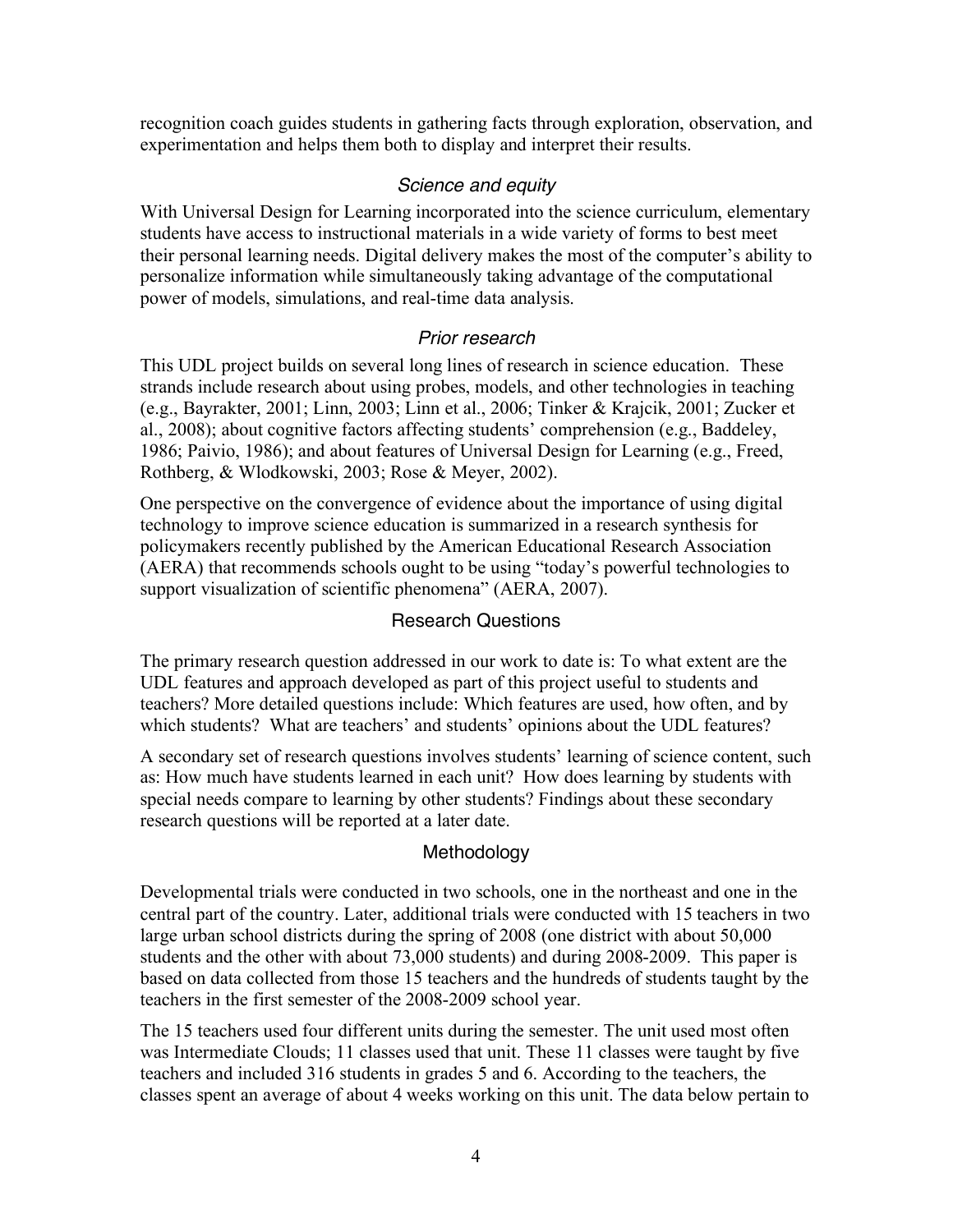recognition coach guides students in gathering facts through exploration, observation, and experimentation and helps them both to display and interpret their results.

### *Science and equity*

With Universal Design for Learning incorporated into the science curriculum, elementary students have access to instructional materials in a wide variety of forms to best meet their personal learning needs. Digital delivery makes the most of the computer's ability to personalize information while simultaneously taking advantage of the computational power of models, simulations, and real-time data analysis.

### *Prior research*

This UDL project builds on several long lines of research in science education. These strands include research about using probes, models, and other technologies in teaching (e.g., Bayrakter, 2001; Linn, 2003; Linn et al., 2006; Tinker & Krajcik, 2001; Zucker et al., 2008); about cognitive factors affecting students' comprehension (e.g., Baddeley, 1986; Paivio, 1986); and about features of Universal Design for Learning (e.g., Freed, Rothberg, & Wlodkowski, 2003; Rose & Meyer, 2002).

One perspective on the convergence of evidence about the importance of using digital technology to improve science education is summarized in a research synthesis for policymakers recently published by the American Educational Research Association (AERA) that recommends schools ought to be using "today's powerful technologies to support visualization of scientific phenomena" (AERA, 2007).

## Research Questions

The primary research question addressed in our work to date is: To what extent are the UDL features and approach developed as part of this project useful to students and teachers? More detailed questions include: Which features are used, how often, and by which students? What are teachers' and students' opinions about the UDL features?

A secondary set of research questions involves students' learning of science content, such as: How much have students learned in each unit? How does learning by students with special needs compare to learning by other students? Findings about these secondary research questions will be reported at a later date.

## Methodology

Developmental trials were conducted in two schools, one in the northeast and one in the central part of the country. Later, additional trials were conducted with 15 teachers in two large urban school districts during the spring of 2008 (one district with about 50,000 students and the other with about 73,000 students) and during 2008-2009. This paper is based on data collected from those 15 teachers and the hundreds of students taught by the teachers in the first semester of the 2008-2009 school year.

The 15 teachers used four different units during the semester. The unit used most often was Intermediate Clouds; 11 classes used that unit. These 11 classes were taught by five teachers and included 316 students in grades 5 and 6. According to the teachers, the classes spent an average of about 4 weeks working on this unit. The data below pertain to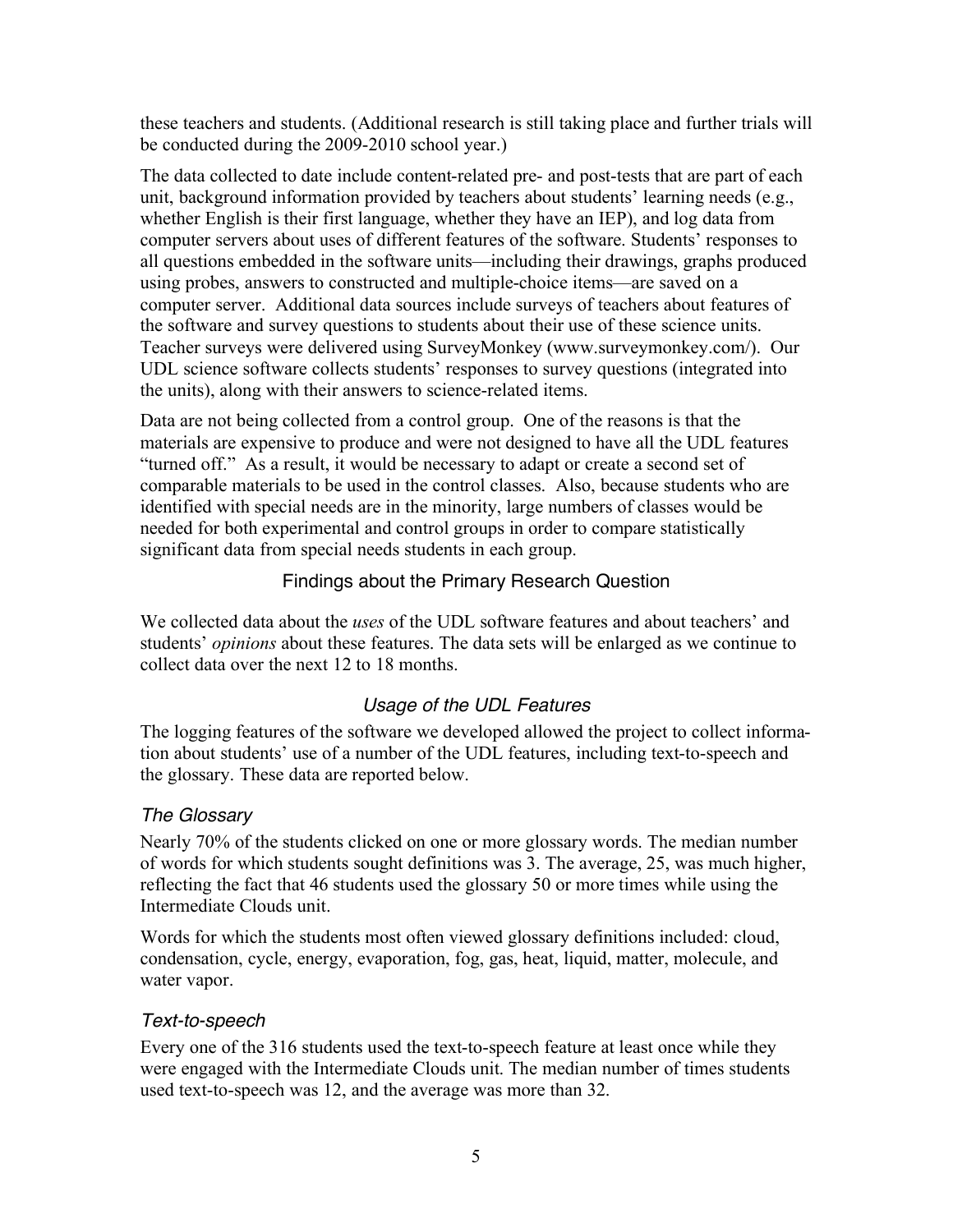these teachers and students. (Additional research is still taking place and further trials will be conducted during the 2009-2010 school year.)

The data collected to date include content-related pre- and post-tests that are part of each unit, background information provided by teachers about students' learning needs (e.g., whether English is their first language, whether they have an IEP), and log data from computer servers about uses of different features of the software. Students' responses to all questions embedded in the software units—including their drawings, graphs produced using probes, answers to constructed and multiple-choice items—are saved on a computer server. Additional data sources include surveys of teachers about features of the software and survey questions to students about their use of these science units. Teacher surveys were delivered using SurveyMonkey (www.surveymonkey.com/). Our UDL science software collects students' responses to survey questions (integrated into the units), along with their answers to science-related items.

Data are not being collected from a control group. One of the reasons is that the materials are expensive to produce and were not designed to have all the UDL features "turned off." As a result, it would be necessary to adapt or create a second set of comparable materials to be used in the control classes. Also, because students who are identified with special needs are in the minority, large numbers of classes would be needed for both experimental and control groups in order to compare statistically significant data from special needs students in each group.

## Findings about the Primary Research Question

We collected data about the *uses* of the UDL software features and about teachers' and students' *opinions* about these features. The data sets will be enlarged as we continue to collect data over the next 12 to 18 months.

### *Usage of the UDL Features*

The logging features of the software we developed allowed the project to collect information about students' use of a number of the UDL features, including text-to-speech and the glossary. These data are reported below.

#### *The Glossary*

Nearly 70% of the students clicked on one or more glossary words. The median number of words for which students sought definitions was 3. The average, 25, was much higher, reflecting the fact that 46 students used the glossary 50 or more times while using the Intermediate Clouds unit.

Words for which the students most often viewed glossary definitions included: cloud, condensation, cycle, energy, evaporation, fog, gas, heat, liquid, matter, molecule, and water vapor.

#### *Text-to-speech*

Every one of the 316 students used the text-to-speech feature at least once while they were engaged with the Intermediate Clouds unit. The median number of times students used text-to-speech was 12, and the average was more than 32.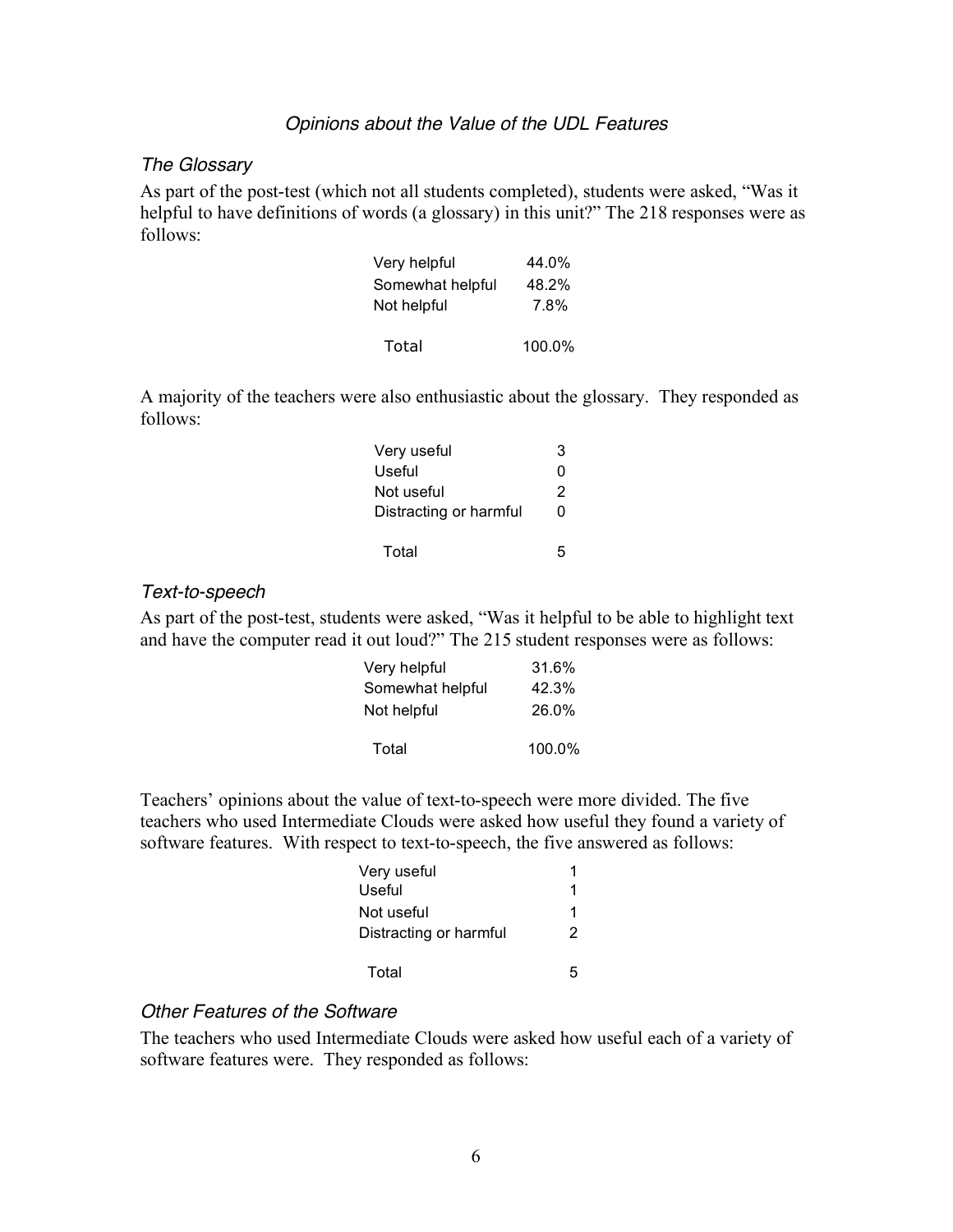## *Opinions about the Value of the UDL Features*

### *The Glossary*

As part of the post-test (which not all students completed), students were asked, "Was it helpful to have definitions of words (a glossary) in this unit?" The 218 responses were as follows:

| | |
|---|---|
| Very helpful | 44.0% |
| Somewhat helpful | 48.2% |
| Not helpful | 7.8% |
| Total | 100.0% |

A majority of the teachers were also enthusiastic about the glossary. They responded as follows:

| | |
|---|---|
| Very useful | 3 |
| Useful | 0 |
| Not useful | 2 |
| Distracting or harmful | 0 |
| Total | 5 |

### *Text-to-speech*

As part of the post-test, students were asked, "Was it helpful to be able to highlight text and have the computer read it out loud?" The 215 student responses were as follows:

| | |
|---|---|
| Very helpful | 31.6% |
| Somewhat helpful | 42.3% |
| Not helpful | 26.0% |
| Total | 100.0% |

Teachers' opinions about the value of text-to-speech were more divided. The five teachers who used Intermediate Clouds were asked how useful they found a variety of software features. With respect to text-to-speech, the five answered as follows:

| | |
|---|---|
| Very useful | 1 |
| Useful | 1 |
| Not useful | 1 |
| Distracting or harmful | 2 |
| Total | 5 |

### *Other Features of the Software*

The teachers who used Intermediate Clouds were asked how useful each of a variety of software features were. They responded as follows: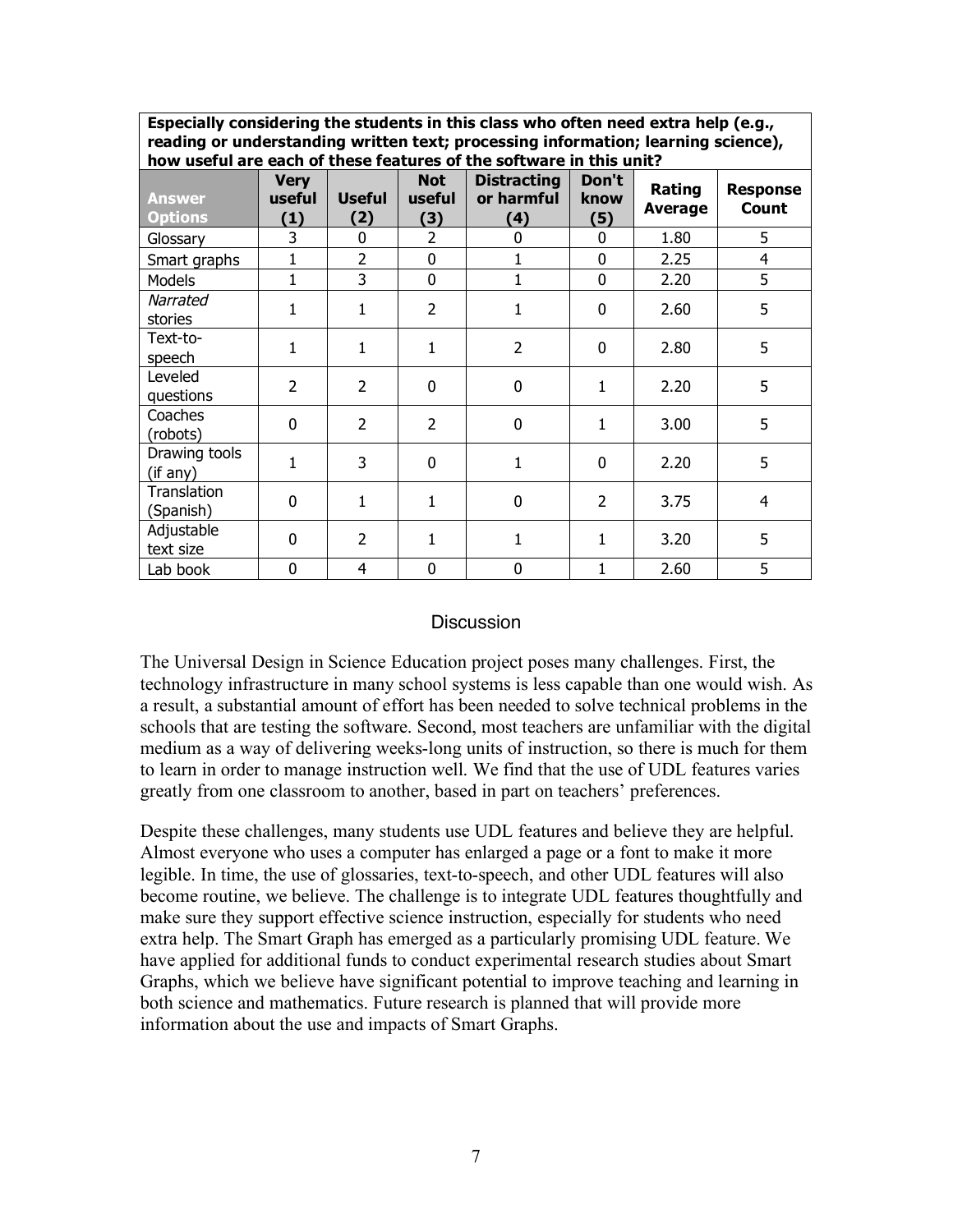| **Especially considering the students in this class who often need extra help (e.g., reading or understanding written text; processing information; learning science), how useful are each of these features of the software in this unit?** | | | | | | | |
|---|---|---|---|---|---|---|---|
| **Answer Options** | **Very useful (1)** | **Useful (2)** | **Not useful (3)** | **Distracting or harmful (4)** | **Don't know (5)** | **Rating Average** | **Response Count** |
| Glossary | 3 | 0 | 2 | 0 | 0 | 1.80 | 5 |
| Smart graphs | 1 | 2 | 0 | 1 | 0 | 2.25 | 4 |
| Models | 1 | 3 | 0 | 1 | 0 | 2.20 | 5 |
| *Narrated* stories | 1 | 1 | 2 | 1 | 0 | 2.60 | 5 |
| Text-to-speech | 1 | 1 | 1 | 2 | 0 | 2.80 | 5 |
| Leveled questions | 2 | 2 | 0 | 0 | 1 | 2.20 | 5 |
| Coaches (robots) | 0 | 2 | 2 | 0 | 1 | 3.00 | 5 |
| Drawing tools (if any) | 1 | 3 | 0 | 1 | 0 | 2.20 | 5 |
| Translation (Spanish) | 0 | 1 | 1 | 0 | 2 | 3.75 | 4 |
| Adjustable text size | 0 | 2 | 1 | 1 | 1 | 3.20 | 5 |
| Lab book | 0 | 4 | 0 | 0 | 1 | 2.60 | 5 |

## Discussion

The Universal Design in Science Education project poses many challenges. First, the technology infrastructure in many school systems is less capable than one would wish. As a result, a substantial amount of effort has been needed to solve technical problems in the schools that are testing the software. Second, most teachers are unfamiliar with the digital medium as a way of delivering weeks-long units of instruction, so there is much for them to learn in order to manage instruction well. We find that the use of UDL features varies greatly from one classroom to another, based in part on teachers' preferences.

Despite these challenges, many students use UDL features and believe they are helpful. Almost everyone who uses a computer has enlarged a page or a font to make it more legible. In time, the use of glossaries, text-to-speech, and other UDL features will also become routine, we believe. The challenge is to integrate UDL features thoughtfully and make sure they support effective science instruction, especially for students who need extra help. The Smart Graph has emerged as a particularly promising UDL feature. We have applied for additional funds to conduct experimental research studies about Smart Graphs, which we believe have significant potential to improve teaching and learning in both science and mathematics. Future research is planned that will provide more information about the use and impacts of Smart Graphs.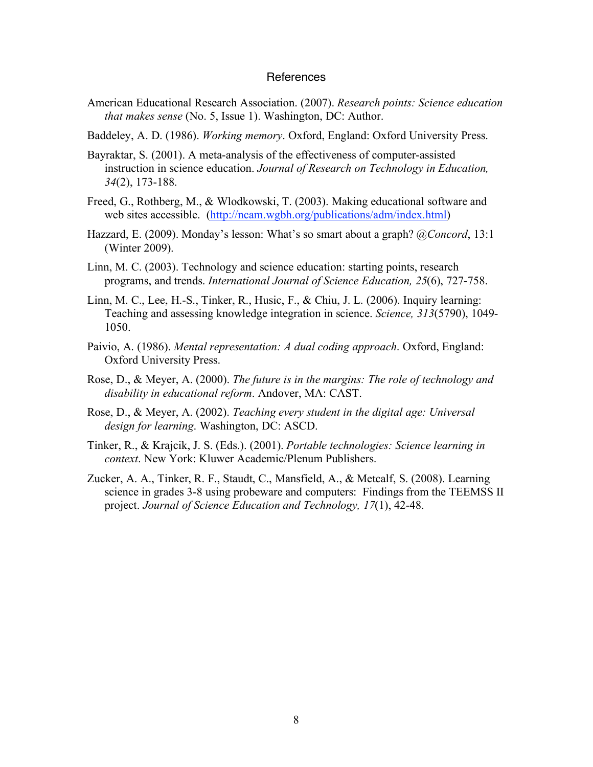# References

American Educational Research Association. (2007). *Research points: Science education that makes sense* (No. 5, Issue 1). Washington, DC: Author.

Baddeley, A. D. (1986). *Working memory*. Oxford, England: Oxford University Press.

Bayraktar, S. (2001). A meta-analysis of the effectiveness of computer-assisted instruction in science education. *Journal of Research on Technology in Education, 34*(2), 173-188.

Freed, G., Rothberg, M., & Wlodkowski, T. (2003). Making educational software and web sites accessible. (http://ncam.wgbh.org/publications/adm/index.html)

Hazzard, E. (2009). Monday's lesson: What's so smart about a graph? @*Concord*, 13:1 (Winter 2009).

Linn, M. C. (2003). Technology and science education: starting points, research programs, and trends. *International Journal of Science Education, 25*(6), 727-758.

Linn, M. C., Lee, H.-S., Tinker, R., Husic, F., & Chiu, J. L. (2006). Inquiry learning: Teaching and assessing knowledge integration in science. *Science, 313*(5790), 1049-1050.

Paivio, A. (1986). *Mental representation: A dual coding approach*. Oxford, England: Oxford University Press.

Rose, D., & Meyer, A. (2000). *The future is in the margins: The role of technology and disability in educational reform*. Andover, MA: CAST.

Rose, D., & Meyer, A. (2002). *Teaching every student in the digital age: Universal design for learning*. Washington, DC: ASCD.

Tinker, R., & Krajcik, J. S. (Eds.). (2001). *Portable technologies: Science learning in context*. New York: Kluwer Academic/Plenum Publishers.

Zucker, A. A., Tinker, R. F., Staudt, C., Mansfield, A., & Metcalf, S. (2008). Learning science in grades 3-8 using probeware and computers: Findings from the TEEMSS II project. *Journal of Science Education and Technology, 17*(1), 42-48.